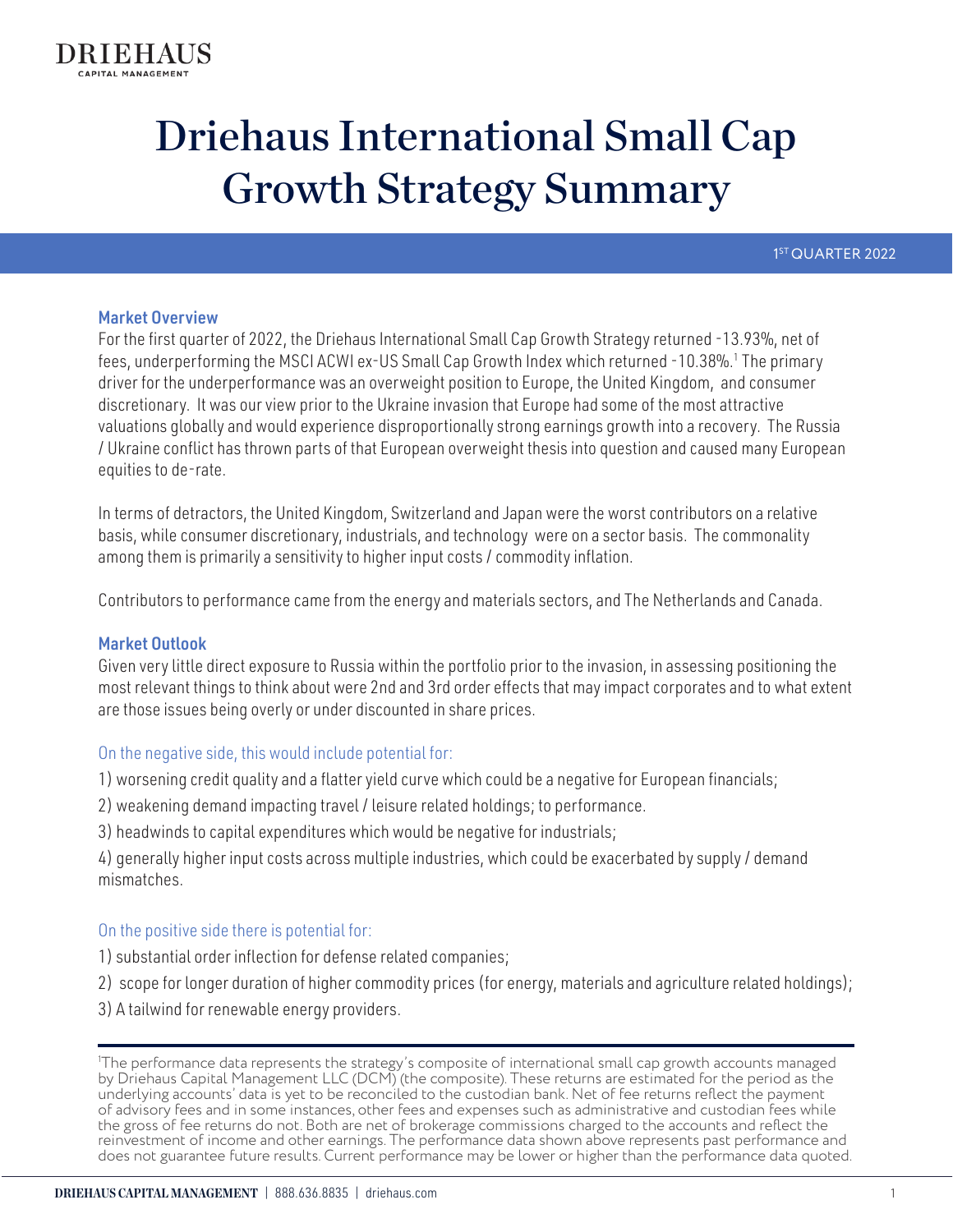# Driehaus International Small Cap Growth Strategy Summary

1ST QUARTER 2022

### Market Overview

For the first quarter of 2022, the Driehaus International Small Cap Growth Strategy returned -13.93%, net of fees, underperforming the MSCI ACWI ex-US Small Cap Growth Index which returned -10.38%.[1] The primary driver for the underperformance was an overweight position to Europe, the United Kingdom, and consumer discretionary. It was our view prior to the Ukraine invasion that Europe had some of the most attractive valuations globally and would experience disproportionally strong earnings growth into a recovery. The Russia / Ukraine conflict has thrown parts of that European overweight thesis into question and caused many European equities to de-rate.

In terms of detractors, the United Kingdom, Switzerland and Japan were the worst contributors on a relative basis, while consumer discretionary, industrials, and technology were on a sector basis. The commonality among them is primarily a sensitivity to higher input costs / commodity inflation.

Contributors to performance came from the energy and materials sectors, and The Netherlands and Canada.

### Market Outlook

Given very little direct exposure to Russia within the portfolio prior to the invasion, in assessing positioning the most relevant things to think about were 2nd and 3rd order effects that may impact corporates and to what extent are those issues being overly or under discounted in share prices.

On the negative side, this would include potential for:

1) worsening credit quality and a flatter yield curve which could be a negative for European financials;

2) weakening demand impacting travel / leisure related holdings; to performance.

3) headwinds to capital expenditures which would be negative for industrials;

4) generally higher input costs across multiple industries, which could be exacerbated by supply / demand mismatches.

On the positive side there is potential for:

1) substantial order inflection for defense related companies;

2) scope for longer duration of higher commodity prices (for energy, materials and agriculture related holdings);

3) A tailwind for renewable energy providers.

---

[1]The performance data represents the strategy's composite of international small cap growth accounts managed by Driehaus Capital Management LLC (DCM) (the composite). These returns are estimated for the period as the underlying accounts' data is yet to be reconciled to the custodian bank. Net of fee returns reflect the payment of advisory fees and in some instances, other fees and expenses such as administrative and custodian fees while the gross of fee returns do not. Both are net of brokerage commissions charged to the accounts and reflect the reinvestment of income and other earnings. The performance data shown above represents past performance and does not guarantee future results. Current performance may be lower or higher than the performance data quoted.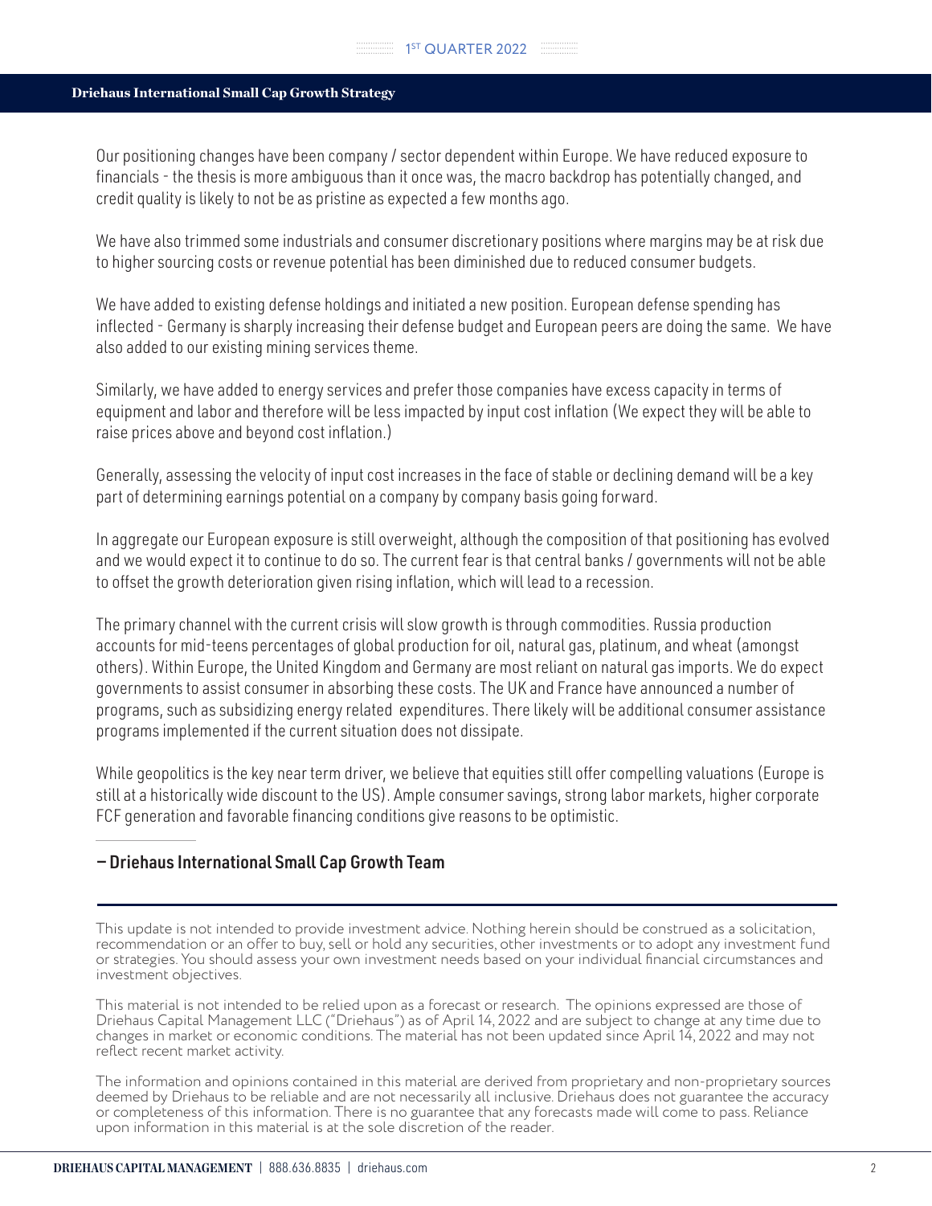Our positioning changes have been company / sector dependent within Europe. We have reduced exposure to financials - the thesis is more ambiguous than it once was, the macro backdrop has potentially changed, and credit quality is likely to not be as pristine as expected a few months ago.

We have also trimmed some industrials and consumer discretionary positions where margins may be at risk due to higher sourcing costs or revenue potential has been diminished due to reduced consumer budgets.

We have added to existing defense holdings and initiated a new position. European defense spending has inflected - Germany is sharply increasing their defense budget and European peers are doing the same. We have also added to our existing mining services theme.

Similarly, we have added to energy services and prefer those companies have excess capacity in terms of equipment and labor and therefore will be less impacted by input cost inflation (We expect they will be able to raise prices above and beyond cost inflation.)

Generally, assessing the velocity of input cost increases in the face of stable or declining demand will be a key part of determining earnings potential on a company by company basis going forward.

In aggregate our European exposure is still overweight, although the composition of that positioning has evolved and we would expect it to continue to do so. The current fear is that central banks / governments will not be able to offset the growth deterioration given rising inflation, which will lead to a recession.

The primary channel with the current crisis will slow growth is through commodities. Russia production accounts for mid-teens percentages of global production for oil, natural gas, platinum, and wheat (amongst others). Within Europe, the United Kingdom and Germany are most reliant on natural gas imports. We do expect governments to assist consumer in absorbing these costs. The UK and France have announced a number of programs, such as subsidizing energy related expenditures. There likely will be additional consumer assistance programs implemented if the current situation does not dissipate.

While geopolitics is the key near term driver, we believe that equities still offer compelling valuations (Europe is still at a historically wide discount to the US). Ample consumer savings, strong labor markets, higher corporate FCF generation and favorable financing conditions give reasons to be optimistic.

**— Driehaus International Small Cap Growth Team**

---

This update is not intended to provide investment advice. Nothing herein should be construed as a solicitation, recommendation or an offer to buy, sell or hold any securities, other investments or to adopt any investment fund or strategies. You should assess your own investment needs based on your individual financial circumstances and investment objectives.

This material is not intended to be relied upon as a forecast or research. The opinions expressed are those of Driehaus Capital Management LLC ("Driehaus") as of April 14, 2022 and are subject to change at any time due to changes in market or economic conditions. The material has not been updated since April 14, 2022 and may not reflect recent market activity.

The information and opinions contained in this material are derived from proprietary and non-proprietary sources deemed by Driehaus to be reliable and are not necessarily all inclusive. Driehaus does not guarantee the accuracy or completeness of this information. There is no guarantee that any forecasts made will come to pass. Reliance upon information in this material is at the sole discretion of the reader.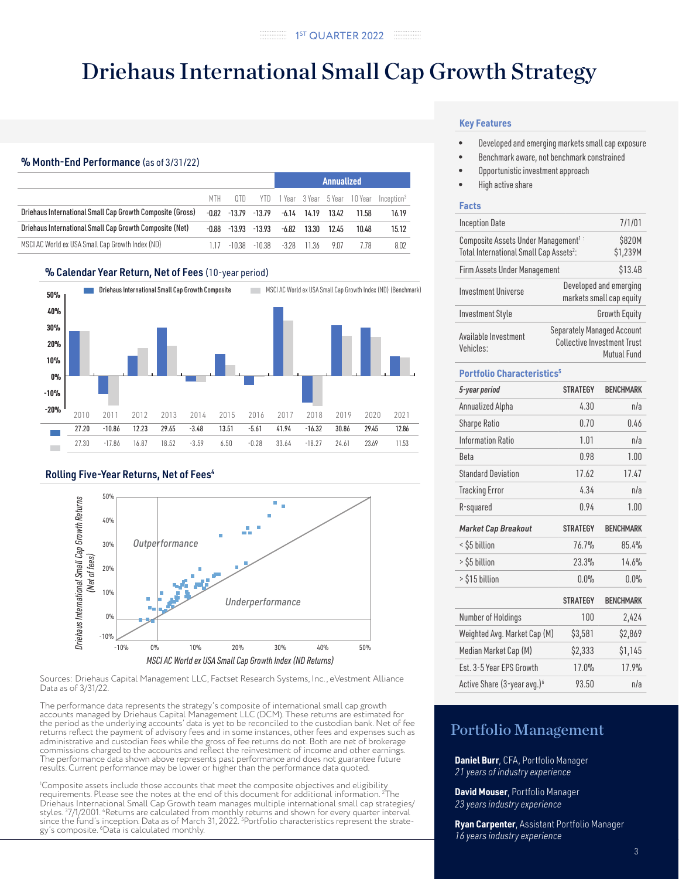# Driehaus International Small Cap Growth Strategy

## % Month-End Performance (as of 3/31/22)

| | MTH | QTD | YTD | Annualized 1 Year | Annualized 3 Year | Annualized 5 Year | Annualized 10 Year | Annualized Inception[3] |
|---|---|---|---|---|---|---|---|---|
| Driehaus International Small Cap Growth Composite (Gross) | -0.82 | -13.79 | -13.79 | -6.14 | 14.19 | 13.42 | 11.58 | 16.19 |
| Driehaus International Small Cap Growth Composite (Net) | -0.88 | -13.93 | -13.93 | -6.82 | 13.30 | 12.45 | 10.48 | 15.12 |
| MSCI AC World ex USA Small Cap Growth Index (ND) | 1.17 | -10.38 | -10.38 | -3.28 | 11.36 | 9.07 | 7.78 | 8.02 |

## % Calendar Year Return, Net of Fees (10-year period)

| | 2010 | 2011 | 2012 | 2013 | 2014 | 2015 | 2016 | 2017 | 2018 | 2019 | 2020 | 2021 |
|---|---|---|---|---|---|---|---|---|---|---|---|---|
| Driehaus International Small Cap Growth Composite | 27.20 | -10.86 | 12.23 | 29.65 | -3.48 | 13.51 | -5.61 | 41.94 | -16.32 | 30.86 | 29.45 | 12.86 |
| MSCI AC World ex USA Small Cap Growth Index (ND) (Benchmark) | 27.30 | -17.86 | 16.87 | 18.52 | -3.59 | 6.50 | -0.28 | 33.64 | -18.27 | 24.61 | 23.69 | 11.53 |

## Rolling Five-Year Returns, Net of Fees[4]

Sources: Driehaus Capital Management LLC, Factset Research Systems, Inc., eVestment Alliance Data as of 3/31/22.

The performance data represents the strategy's composite of international small cap growth accounts managed by Driehaus Capital Management LLC (DCM). These returns are estimated for the period as the underlying accounts' data is yet to be reconciled to the custodian bank. Net of fee returns reflect the payment of advisory fees and in some instances, other fees and expenses such as administrative and custodian fees while the gross of fee returns do not. Both are net of brokerage commissions charged to the accounts and reflect the reinvestment of income and other earnings. The performance data shown above represents past performance and does not guarantee future results. Current performance may be lower or higher than the performance data quoted.

[1]Composite assets include those accounts that meet the composite objectives and eligibility requirements. Please see the notes at the end of this document for additional information. [2]The Driehaus International Small Cap Growth team manages multiple international small cap strategies/styles. [3]7/1/2001. [4]Returns are calculated from monthly returns and shown for every quarter interval since the fund's inception. Data as of March 31, 2022. [5]Portfolio characteristics represent the strategy's composite. [6]Data is calculated monthly.

### Key Features

- Developed and emerging markets small cap exposure
- Benchmark aware, not benchmark constrained
- Opportunistic investment approach
- High active share

### Facts

| | |
|---|---|
| Inception Date | 7/1/01 |
| Composite Assets Under Management[1]: Total International Small Cap Assets[2]: | $820M $1,239M |
| Firm Assets Under Management | $13.4B |
| Investment Universe | Developed and emerging markets small cap equity |
| Investment Style | Growth Equity |
| Available Investment Vehicles: | Separately Managed Account Collective Investment Trust Mutual Fund |

### Portfolio Characteristics[5]

| *5-year period* | STRATEGY | BENCHMARK |
|---|---|---|
| Annualized Alpha | 4.30 | n/a |
| Sharpe Ratio | 0.70 | 0.46 |
| Information Ratio | 1.01 | n/a |
| Beta | 0.98 | 1.00 |
| Standard Deviation | 17.62 | 17.47 |
| Tracking Error | 4.34 | n/a |
| R-squared | 0.94 | 1.00 |

| *Market Cap Breakout* | STRATEGY | BENCHMARK |
|---|---|---|
| < $5 billion | 76.7% | 85.4% |
| > $5 billion | 23.3% | 14.6% |
| > $15 billion | 0.0% | 0.0% |

| | STRATEGY | BENCHMARK |
|---|---|---|
| Number of Holdings | 100 | 2,424 |
| Weighted Avg. Market Cap (M) | $3,581 | $2,869 |
| Median Market Cap (M) | $2,333 | $1,145 |
| Est. 3-5 Year EPS Growth | 17.0% | 17.9% |
| Active Share (3-year avg.)[6] | 93.50 | n/a |

## Portfolio Management

**Daniel Burr**, CFA, Portfolio Manager
*21 years of industry experience*

**David Mouser**, Portfolio Manager
*23 years industry experience*

**Ryan Carpenter**, Assistant Portfolio Manager
*16 years industry experience*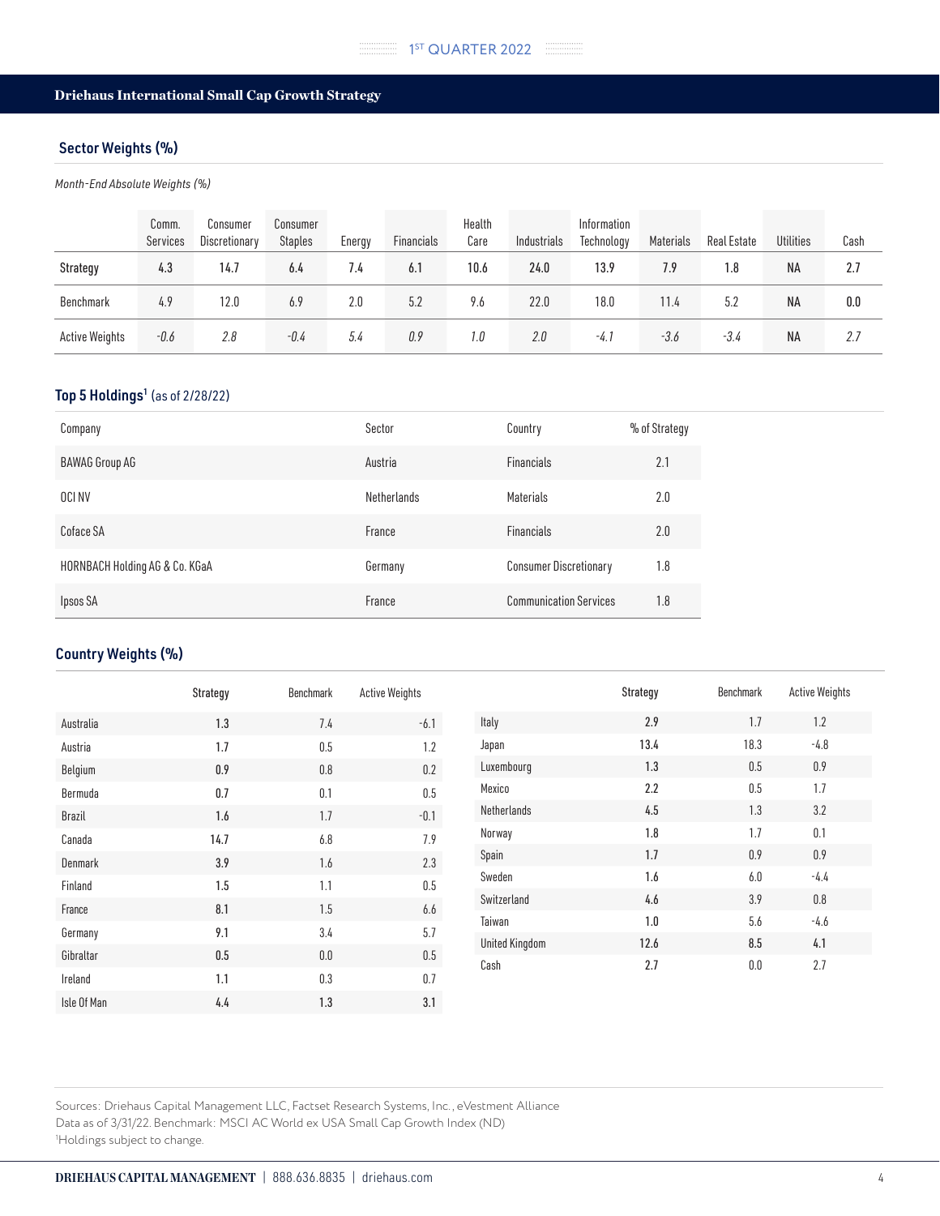## Driehaus International Small Cap Growth Strategy

### Sector Weights (%)

*Month-End Absolute Weights (%)*

| | Comm. Services | Consumer Discretionary | Consumer Staples | Energy | Financials | Health Care | Industrials | Information Technology | Materials | Real Estate | Utilities | Cash |
|---|---|---|---|---|---|---|---|---|---|---|---|---|
| Strategy | 4.3 | 14.7 | 6.4 | 7.4 | 6.1 | 10.6 | 24.0 | 13.9 | 7.9 | 1.8 | NA | 2.7 |
| Benchmark | 4.9 | 12.0 | 6.9 | 2.0 | 5.2 | 9.6 | 22.0 | 18.0 | 11.4 | 5.2 | NA | 0.0 |
| Active Weights | *-0.6* | *2.8* | *-0.4* | *5.4* | *0.9* | *1.0* | *2.0* | *-4.1* | *-3.6* | *-3.4* | NA | *2.7* |

### Top 5 Holdings[1] (as of 2/28/22)

| Company | Sector | Country | % of Strategy |
|---|---|---|---|
| BAWAG Group AG | Austria | Financials | 2.1 |
| OCI NV | Netherlands | Materials | 2.0 |
| Coface SA | France | Financials | 2.0 |
| HORNBACH Holding AG & Co. KGaA | Germany | Consumer Discretionary | 1.8 |
| Ipsos SA | France | Communication Services | 1.8 |

### Country Weights (%)

| | Strategy | Benchmark | Active Weights |
|---|---|---|---|
| Australia | 1.3 | 7.4 | -6.1 |
| Austria | 1.7 | 0.5 | 1.2 |
| Belgium | 0.9 | 0.8 | 0.2 |
| Bermuda | 0.7 | 0.1 | 0.5 |
| Brazil | 1.6 | 1.7 | -0.1 |
| Canada | 14.7 | 6.8 | 7.9 |
| Denmark | 3.9 | 1.6 | 2.3 |
| Finland | 1.5 | 1.1 | 0.5 |
| France | 8.1 | 1.5 | 6.6 |
| Germany | 9.1 | 3.4 | 5.7 |
| Gibraltar | 0.5 | 0.0 | 0.5 |
| Ireland | 1.1 | 0.3 | 0.7 |
| Isle Of Man | 4.4 | 1.3 | 3.1 |
| Italy | 2.9 | 1.7 | 1.2 |
| Japan | 13.4 | 18.3 | -4.8 |
| Luxembourg | 1.3 | 0.5 | 0.9 |
| Mexico | 2.2 | 0.5 | 1.7 |
| Netherlands | 4.5 | 1.3 | 3.2 |
| Norway | 1.8 | 1.7 | 0.1 |
| Spain | 1.7 | 0.9 | 0.9 |
| Sweden | 1.6 | 6.0 | -4.4 |
| Switzerland | 4.6 | 3.9 | 0.8 |
| Taiwan | 1.0 | 5.6 | -4.6 |
| United Kingdom | 12.6 | 8.5 | 4.1 |
| Cash | 2.7 | 0.0 | 2.7 |

Sources: Driehaus Capital Management LLC, Factset Research Systems, Inc., eVestment Alliance
Data as of 3/31/22. Benchmark: MSCI AC World ex USA Small Cap Growth Index (ND)
[1]Holdings subject to change.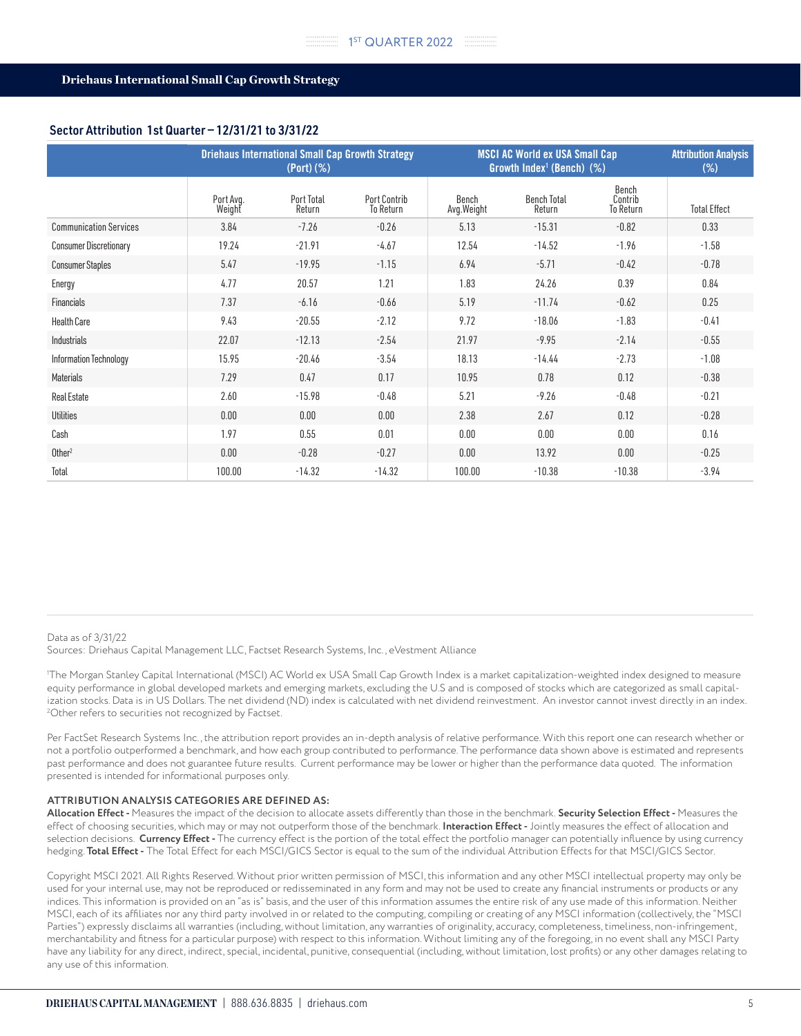## Driehaus International Small Cap Growth Strategy

### Sector Attribution 1st Quarter – 12/31/21 to 3/31/22

| | Driehaus International Small Cap Growth Strategy (Port) (%) | | | MSCI AC World ex USA Small Cap Growth Index[1] (Bench) (%) | | | Attribution Analysis (%) |
|---|---|---|---|---|---|---|---|
| | Port Avg. Weight | Port Total Return | Port Contrib To Return | Bench Avg.Weight | Bench Total Return | Bench Contrib To Return | Total Effect |
| Communication Services | 3.84 | -7.26 | -0.26 | 5.13 | -15.31 | -0.82 | 0.33 |
| Consumer Discretionary | 19.24 | -21.91 | -4.67 | 12.54 | -14.52 | -1.96 | -1.58 |
| Consumer Staples | 5.47 | -19.95 | -1.15 | 6.94 | -5.71 | -0.42 | -0.78 |
| Energy | 4.77 | 20.57 | 1.21 | 1.83 | 24.26 | 0.39 | 0.84 |
| Financials | 7.37 | -6.16 | -0.66 | 5.19 | -11.74 | -0.62 | 0.25 |
| Health Care | 9.43 | -20.55 | -2.12 | 9.72 | -18.06 | -1.83 | -0.41 |
| Industrials | 22.07 | -12.13 | -2.54 | 21.97 | -9.95 | -2.14 | -0.55 |
| Information Technology | 15.95 | -20.46 | -3.54 | 18.13 | -14.44 | -2.73 | -1.08 |
| Materials | 7.29 | 0.47 | 0.17 | 10.95 | 0.78 | 0.12 | -0.38 |
| Real Estate | 2.60 | -15.98 | -0.48 | 5.21 | -9.26 | -0.48 | -0.21 |
| Utilities | 0.00 | 0.00 | 0.00 | 2.38 | 2.67 | 0.12 | -0.28 |
| Cash | 1.97 | 0.55 | 0.01 | 0.00 | 0.00 | 0.00 | 0.16 |
| Other[2] | 0.00 | -0.28 | -0.27 | 0.00 | 13.92 | 0.00 | -0.25 |
| Total | 100.00 | -14.32 | -14.32 | 100.00 | -10.38 | -10.38 | -3.94 |

Data as of 3/31/22
Sources: Driehaus Capital Management LLC, Factset Research Systems, Inc., eVestment Alliance

[1]The Morgan Stanley Capital International (MSCI) AC World ex USA Small Cap Growth Index is a market capitalization-weighted index designed to measure equity performance in global developed markets and emerging markets, excluding the U.S and is composed of stocks which are categorized as small capitalization stocks. Data is in US Dollars. The net dividend (ND) index is calculated with net dividend reinvestment. An investor cannot invest directly in an index.
[2]Other refers to securities not recognized by Factset.

Per FactSet Research Systems Inc., the attribution report provides an in-depth analysis of relative performance. With this report one can research whether or not a portfolio outperformed a benchmark, and how each group contributed to performance. The performance data shown above is estimated and represents past performance and does not guarantee future results. Current performance may be lower or higher than the performance data quoted. The information presented is intended for informational purposes only.

**ATTRIBUTION ANALYSIS CATEGORIES ARE DEFINED AS:**
**Allocation Effect -** Measures the impact of the decision to allocate assets differently than those in the benchmark. **Security Selection Effect -** Measures the effect of choosing securities, which may or may not outperform those of the benchmark. **Interaction Effect -** Jointly measures the effect of allocation and selection decisions. **Currency Effect -** The currency effect is the portion of the total effect the portfolio manager can potentially influence by using currency hedging. **Total Effect -** The Total Effect for each MSCI/GICS Sector is equal to the sum of the individual Attribution Effects for that MSCI/GICS Sector.

Copyright MSCI 2021. All Rights Reserved. Without prior written permission of MSCI, this information and any other MSCI intellectual property may only be used for your internal use, may not be reproduced or redisseminated in any form and may not be used to create any financial instruments or products or any indices. This information is provided on an "as is" basis, and the user of this information assumes the entire risk of any use made of this information. Neither MSCI, each of its affiliates nor any third party involved in or related to the computing, compiling or creating of any MSCI information (collectively, the "MSCI Parties") expressly disclaims all warranties (including, without limitation, any warranties of originality, accuracy, completeness, timeliness, non-infringement, merchantability and fitness for a particular purpose) with respect to this information. Without limiting any of the foregoing, in no event shall any MSCI Party have any liability for any direct, indirect, special, incidental, punitive, consequential (including, without limitation, lost profits) or any other damages relating to any use of this information.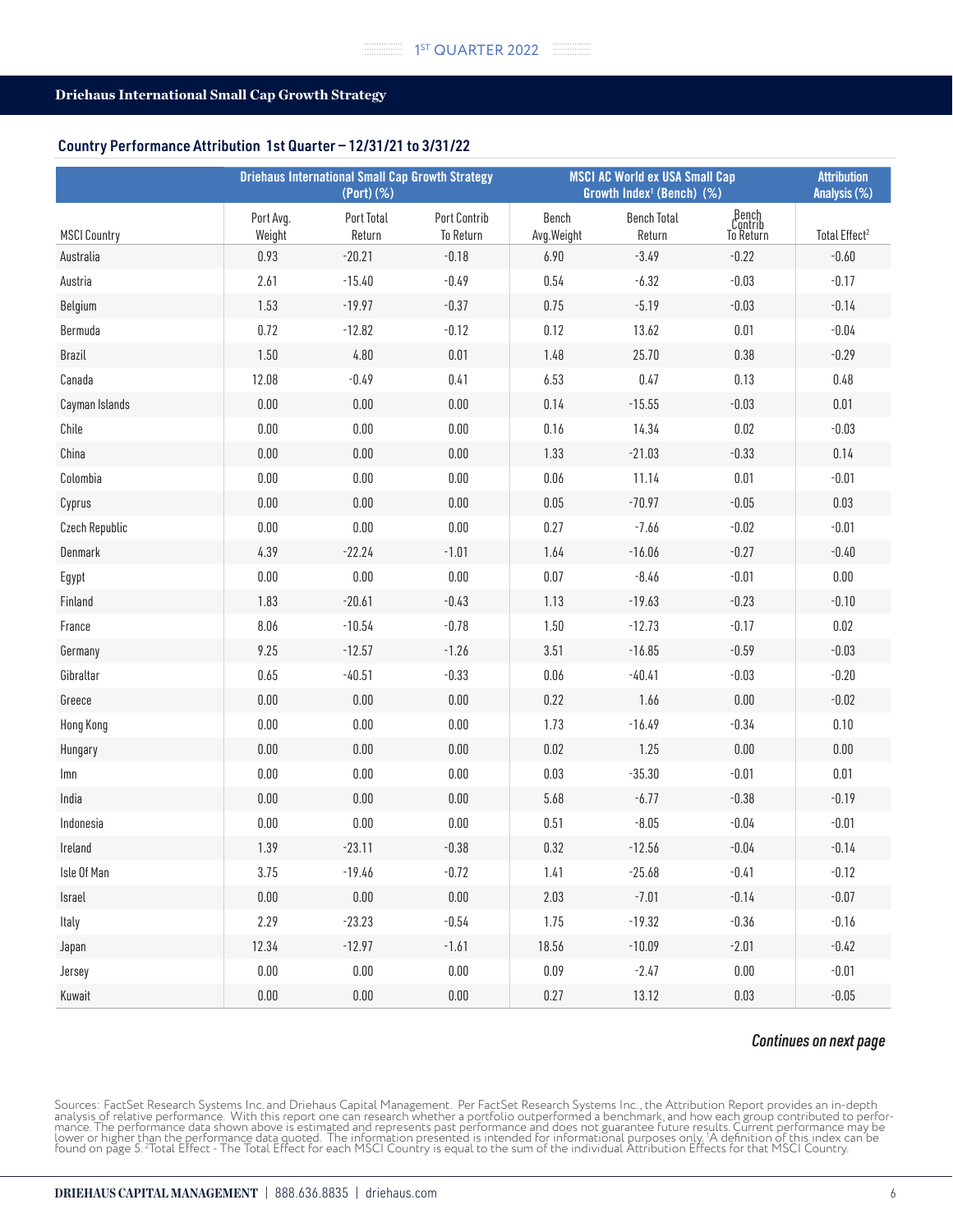## Driehaus International Small Cap Growth Strategy

### Country Performance Attribution 1st Quarter – 12/31/21 to 3/31/22

| | Driehaus International Small Cap Growth Strategy (Port) (%) | | | MSCI AC World ex USA Small Cap Growth Index[1] (Bench) (%) | | | Attribution Analysis (%) |
|---|---|---|---|---|---|---|---|
| MSCI Country | Port Avg. Weight | Port Total Return | Port Contrib To Return | Bench Avg.Weight | Bench Total Return | Bench Contrib To Return | Total Effect[2] |
| Australia | 0.93 | -20.21 | -0.18 | 6.90 | -3.49 | -0.22 | -0.60 |
| Austria | 2.61 | -15.40 | -0.49 | 0.54 | -6.32 | -0.03 | -0.17 |
| Belgium | 1.53 | -19.97 | -0.37 | 0.75 | -5.19 | -0.03 | -0.14 |
| Bermuda | 0.72 | -12.82 | -0.12 | 0.12 | 13.62 | 0.01 | -0.04 |
| Brazil | 1.50 | 4.80 | 0.01 | 1.48 | 25.70 | 0.38 | -0.29 |
| Canada | 12.08 | -0.49 | 0.41 | 6.53 | 0.47 | 0.13 | 0.48 |
| Cayman Islands | 0.00 | 0.00 | 0.00 | 0.14 | -15.55 | -0.03 | 0.01 |
| Chile | 0.00 | 0.00 | 0.00 | 0.16 | 14.34 | 0.02 | -0.03 |
| China | 0.00 | 0.00 | 0.00 | 1.33 | -21.03 | -0.33 | 0.14 |
| Colombia | 0.00 | 0.00 | 0.00 | 0.06 | 11.14 | 0.01 | -0.01 |
| Cyprus | 0.00 | 0.00 | 0.00 | 0.05 | -70.97 | -0.05 | 0.03 |
| Czech Republic | 0.00 | 0.00 | 0.00 | 0.27 | -7.66 | -0.02 | -0.01 |
| Denmark | 4.39 | -22.24 | -1.01 | 1.64 | -16.06 | -0.27 | -0.40 |
| Egypt | 0.00 | 0.00 | 0.00 | 0.07 | -8.46 | -0.01 | 0.00 |
| Finland | 1.83 | -20.61 | -0.43 | 1.13 | -19.63 | -0.23 | -0.10 |
| France | 8.06 | -10.54 | -0.78 | 1.50 | -12.73 | -0.17 | 0.02 |
| Germany | 9.25 | -12.57 | -1.26 | 3.51 | -16.85 | -0.59 | -0.03 |
| Gibraltar | 0.65 | -40.51 | -0.33 | 0.06 | -40.41 | -0.03 | -0.20 |
| Greece | 0.00 | 0.00 | 0.00 | 0.22 | 1.66 | 0.00 | -0.02 |
| Hong Kong | 0.00 | 0.00 | 0.00 | 1.73 | -16.49 | -0.34 | 0.10 |
| Hungary | 0.00 | 0.00 | 0.00 | 0.02 | 1.25 | 0.00 | 0.00 |
| Imn | 0.00 | 0.00 | 0.00 | 0.03 | -35.30 | -0.01 | 0.01 |
| India | 0.00 | 0.00 | 0.00 | 5.68 | -6.77 | -0.38 | -0.19 |
| Indonesia | 0.00 | 0.00 | 0.00 | 0.51 | -8.05 | -0.04 | -0.01 |
| Ireland | 1.39 | -23.11 | -0.38 | 0.32 | -12.56 | -0.04 | -0.14 |
| Isle Of Man | 3.75 | -19.46 | -0.72 | 1.41 | -25.68 | -0.41 | -0.12 |
| Israel | 0.00 | 0.00 | 0.00 | 2.03 | -7.01 | -0.14 | -0.07 |
| Italy | 2.29 | -23.23 | -0.54 | 1.75 | -19.32 | -0.36 | -0.16 |
| Japan | 12.34 | -12.97 | -1.61 | 18.56 | -10.09 | -2.01 | -0.42 |
| Jersey | 0.00 | 0.00 | 0.00 | 0.09 | -2.47 | 0.00 | -0.01 |
| Kuwait | 0.00 | 0.00 | 0.00 | 0.27 | 13.12 | 0.03 | -0.05 |

*Continues on next page*

Sources: FactSet Research Systems Inc. and Driehaus Capital Management. Per FactSet Research Systems Inc., the Attribution Report provides an in-depth analysis of relative performance. With this report one can research whether a portfolio outperformed a benchmark, and how each group contributed to performance. The performance data shown above is estimated and represents past performance and does not guarantee future results. Current performance may be lower or higher than the performance data quoted. The information presented is intended for informational purposes only. [1]A definition of this index can be found on page 5. [2]Total Effect - The Total Effect for each MSCI Country is equal to the sum of the individual Attribution Effects for that MSCI Country.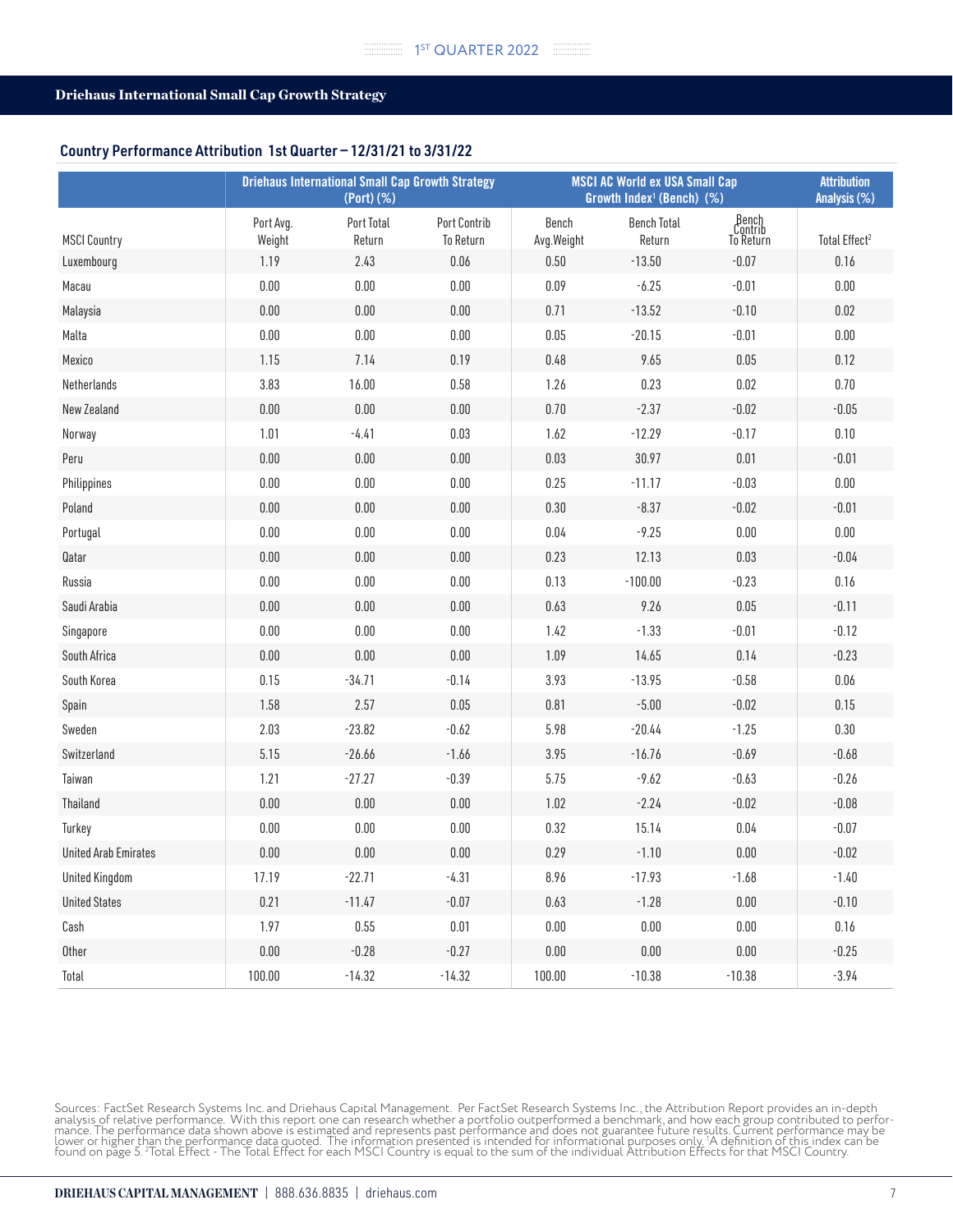## Driehaus International Small Cap Growth Strategy

### Country Performance Attribution 1st Quarter – 12/31/21 to 3/31/22

| | Driehaus International Small Cap Growth Strategy (Port) (%) | | | MSCI AC World ex USA Small Cap Growth Index[1] (Bench) (%) | | | Attribution Analysis (%) |
|---|---|---|---|---|---|---|---|
| MSCI Country | Port Avg. Weight | Port Total Return | Port Contrib To Return | Bench Avg.Weight | Bench Total Return | Bench Contrib To Return | Total Effect[2] |
| Luxembourg | 1.19 | 2.43 | 0.06 | 0.50 | -13.50 | -0.07 | 0.16 |
| Macau | 0.00 | 0.00 | 0.00 | 0.09 | -6.25 | -0.01 | 0.00 |
| Malaysia | 0.00 | 0.00 | 0.00 | 0.71 | -13.52 | -0.10 | 0.02 |
| Malta | 0.00 | 0.00 | 0.00 | 0.05 | -20.15 | -0.01 | 0.00 |
| Mexico | 1.15 | 7.14 | 0.19 | 0.48 | 9.65 | 0.05 | 0.12 |
| Netherlands | 3.83 | 16.00 | 0.58 | 1.26 | 0.23 | 0.02 | 0.70 |
| New Zealand | 0.00 | 0.00 | 0.00 | 0.70 | -2.37 | -0.02 | -0.05 |
| Norway | 1.01 | -4.41 | 0.03 | 1.62 | -12.29 | -0.17 | 0.10 |
| Peru | 0.00 | 0.00 | 0.00 | 0.03 | 30.97 | 0.01 | -0.01 |
| Philippines | 0.00 | 0.00 | 0.00 | 0.25 | -11.17 | -0.03 | 0.00 |
| Poland | 0.00 | 0.00 | 0.00 | 0.30 | -8.37 | -0.02 | -0.01 |
| Portugal | 0.00 | 0.00 | 0.00 | 0.04 | -9.25 | 0.00 | 0.00 |
| Qatar | 0.00 | 0.00 | 0.00 | 0.23 | 12.13 | 0.03 | -0.04 |
| Russia | 0.00 | 0.00 | 0.00 | 0.13 | -100.00 | -0.23 | 0.16 |
| Saudi Arabia | 0.00 | 0.00 | 0.00 | 0.63 | 9.26 | 0.05 | -0.11 |
| Singapore | 0.00 | 0.00 | 0.00 | 1.42 | -1.33 | -0.01 | -0.12 |
| South Africa | 0.00 | 0.00 | 0.00 | 1.09 | 14.65 | 0.14 | -0.23 |
| South Korea | 0.15 | -34.71 | -0.14 | 3.93 | -13.95 | -0.58 | 0.06 |
| Spain | 1.58 | 2.57 | 0.05 | 0.81 | -5.00 | -0.02 | 0.15 |
| Sweden | 2.03 | -23.82 | -0.62 | 5.98 | -20.44 | -1.25 | 0.30 |
| Switzerland | 5.15 | -26.66 | -1.66 | 3.95 | -16.76 | -0.69 | -0.68 |
| Taiwan | 1.21 | -27.27 | -0.39 | 5.75 | -9.62 | -0.63 | -0.26 |
| Thailand | 0.00 | 0.00 | 0.00 | 1.02 | -2.24 | -0.02 | -0.08 |
| Turkey | 0.00 | 0.00 | 0.00 | 0.32 | 15.14 | 0.04 | -0.07 |
| United Arab Emirates | 0.00 | 0.00 | 0.00 | 0.29 | -1.10 | 0.00 | -0.02 |
| United Kingdom | 17.19 | -22.71 | -4.31 | 8.96 | -17.93 | -1.68 | -1.40 |
| United States | 0.21 | -11.47 | -0.07 | 0.63 | -1.28 | 0.00 | -0.10 |
| Cash | 1.97 | 0.55 | 0.01 | 0.00 | 0.00 | 0.00 | 0.16 |
| Other | 0.00 | -0.28 | -0.27 | 0.00 | 0.00 | 0.00 | -0.25 |
| Total | 100.00 | -14.32 | -14.32 | 100.00 | -10.38 | -10.38 | -3.94 |

Sources: FactSet Research Systems Inc. and Driehaus Capital Management. Per FactSet Research Systems Inc., the Attribution Report provides an in-depth analysis of relative performance. With this report one can research whether a portfolio outperformed a benchmark, and how each group contributed to performance. The performance data shown above is estimated and represents past performance and does not guarantee future results. Current performance may be lower or higher than the performance data quoted. The information presented is intended for informational purposes only. [1]A definition of this index can be found on page 5. [2]Total Effect - The Total Effect for each MSCI Country is equal to the sum of the individual Attribution Effects for that MSCI Country.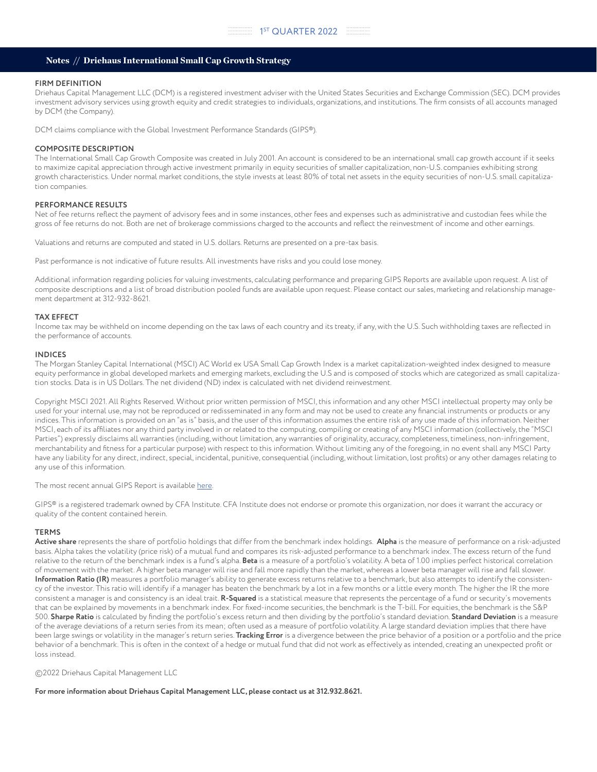## Notes // Driehaus International Small Cap Growth Strategy

### FIRM DEFINITION

Driehaus Capital Management LLC (DCM) is a registered investment adviser with the United States Securities and Exchange Commission (SEC). DCM provides investment advisory services using growth equity and credit strategies to individuals, organizations, and institutions. The firm consists of all accounts managed by DCM (the Company).

DCM claims compliance with the Global Investment Performance Standards (GIPS®).

### COMPOSITE DESCRIPTION

The International Small Cap Growth Composite was created in July 2001. An account is considered to be an international small cap growth account if it seeks to maximize capital appreciation through active investment primarily in equity securities of smaller capitalization, non-U.S. companies exhibiting strong growth characteristics. Under normal market conditions, the style invests at least 80% of total net assets in the equity securities of non-U.S. small capitalization companies.

### PERFORMANCE RESULTS

Net of fee returns reflect the payment of advisory fees and in some instances, other fees and expenses such as administrative and custodian fees while the gross of fee returns do not. Both are net of brokerage commissions charged to the accounts and reflect the reinvestment of income and other earnings.

Valuations and returns are computed and stated in U.S. dollars. Returns are presented on a pre-tax basis.

Past performance is not indicative of future results. All investments have risks and you could lose money.

Additional information regarding policies for valuing investments, calculating performance and preparing GIPS Reports are available upon request. A list of composite descriptions and a list of broad distribution pooled funds are available upon request. Please contact our sales, marketing and relationship management department at 312-932-8621.

### TAX EFFECT

Income tax may be withheld on income depending on the tax laws of each country and its treaty, if any, with the U.S. Such withholding taxes are reflected in the performance of accounts.

### INDICES

The Morgan Stanley Capital International (MSCI) AC World ex USA Small Cap Growth Index is a market capitalization-weighted index designed to measure equity performance in global developed markets and emerging markets, excluding the U.S and is composed of stocks which are categorized as small capitalization stocks. Data is in US Dollars. The net dividend (ND) index is calculated with net dividend reinvestment.

Copyright MSCI 2021. All Rights Reserved. Without prior written permission of MSCI, this information and any other MSCI intellectual property may only be used for your internal use, may not be reproduced or redisseminated in any form and may not be used to create any financial instruments or products or any indices. This information is provided on an "as is" basis, and the user of this information assumes the entire risk of any use made of this information. Neither MSCI, each of its affiliates nor any third party involved in or related to the computing, compiling or creating of any MSCI information (collectively, the "MSCI Parties") expressly disclaims all warranties (including, without limitation, any warranties of originality, accuracy, completeness, timeliness, non-infringement, merchantability and fitness for a particular purpose) with respect to this information. Without limiting any of the foregoing, in no event shall any MSCI Party have any liability for any direct, indirect, special, incidental, punitive, consequential (including, without limitation, lost profits) or any other damages relating to any use of this information.

The most recent annual GIPS Report is available here.

GIPS® is a registered trademark owned by CFA Institute. CFA Institute does not endorse or promote this organization, nor does it warrant the accuracy or quality of the content contained herein.

### TERMS

**Active share** represents the share of portfolio holdings that differ from the benchmark index holdings. **Alpha** is the measure of performance on a risk-adjusted basis. Alpha takes the volatility (price risk) of a mutual fund and compares its risk-adjusted performance to a benchmark index. The excess return of the fund relative to the return of the benchmark index is a fund's alpha. **Beta** is a measure of a portfolio's volatility. A beta of 1.00 implies perfect historical correlation of movement with the market. A higher beta manager will rise and fall more rapidly than the market, whereas a lower beta manager will rise and fall slower. **Information Ratio (IR)** measures a portfolio manager's ability to generate excess returns relative to a benchmark, but also attempts to identify the consistency of the investor. This ratio will identify if a manager has beaten the benchmark by a lot in a few months or a little every month. The higher the IR the more consistent a manager is and consistency is an ideal trait. **R-Squared** is a statistical measure that represents the percentage of a fund or security's movements that can be explained by movements in a benchmark index. For fixed-income securities, the benchmark is the T-bill. For equities, the benchmark is the S&P 500. **Sharpe Ratio** is calculated by finding the portfolio's excess return and then dividing by the portfolio's standard deviation. **Standard Deviation** is a measure of the average deviations of a return series from its mean; often used as a measure of portfolio volatility. A large standard deviation implies that there have been large swings or volatility in the manager's return series. **Tracking Error** is a divergence between the price behavior of a position or a portfolio and the price behavior of a benchmark. This is often in the context of a hedge or mutual fund that did not work as effectively as intended, creating an unexpected profit or loss instead.

©2022 Driehaus Capital Management LLC

**For more information about Driehaus Capital Management LLC, please contact us at 312.932.8621.**